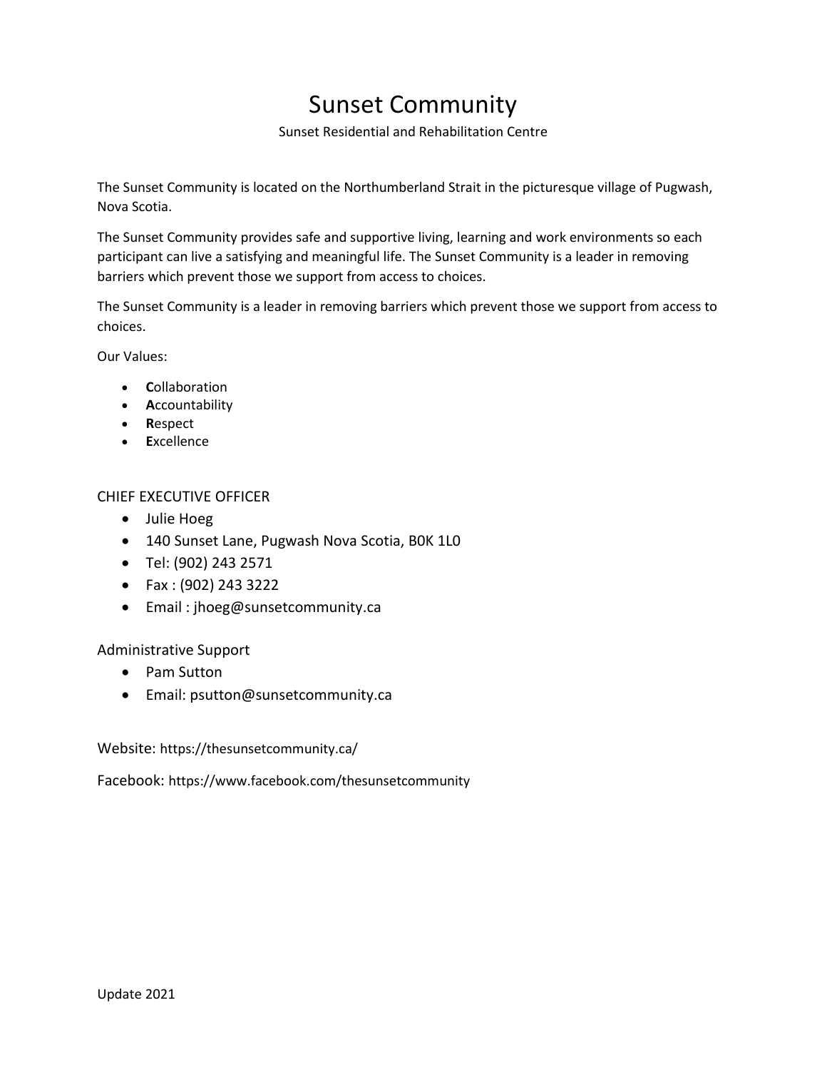# Sunset Community

Sunset Residential and Rehabilitation Centre

The Sunset Community is located on the Northumberland Strait in the picturesque village of Pugwash, Nova Scotia.

The Sunset Community provides safe and supportive living, learning and work environments so each participant can live a satisfying and meaningful life. The Sunset Community is a leader in removing barriers which prevent those we support from access to choices.

The Sunset Community is a leader in removing barriers which prevent those we support from access to choices.

Our Values:

- **C**ollaboration
- **A**ccountability
- **R**espect
- **E**xcellence

## CHIEF EXECUTIVE OFFICER

- Julie Hoeg
- 140 Sunset Lane, Pugwash Nova Scotia, B0K 1L0
- Tel: (902) 243 2571
- Fax : (902) 243 3222
- Email : jhoeg@sunsetcommunity.ca

## Administrative Support

- Pam Sutton
- Email: psutton@sunsetcommunity.ca

Website: https://thesunsetcommunity.ca/

Facebook: https://www.facebook.com/thesunsetcommunity

Update 2021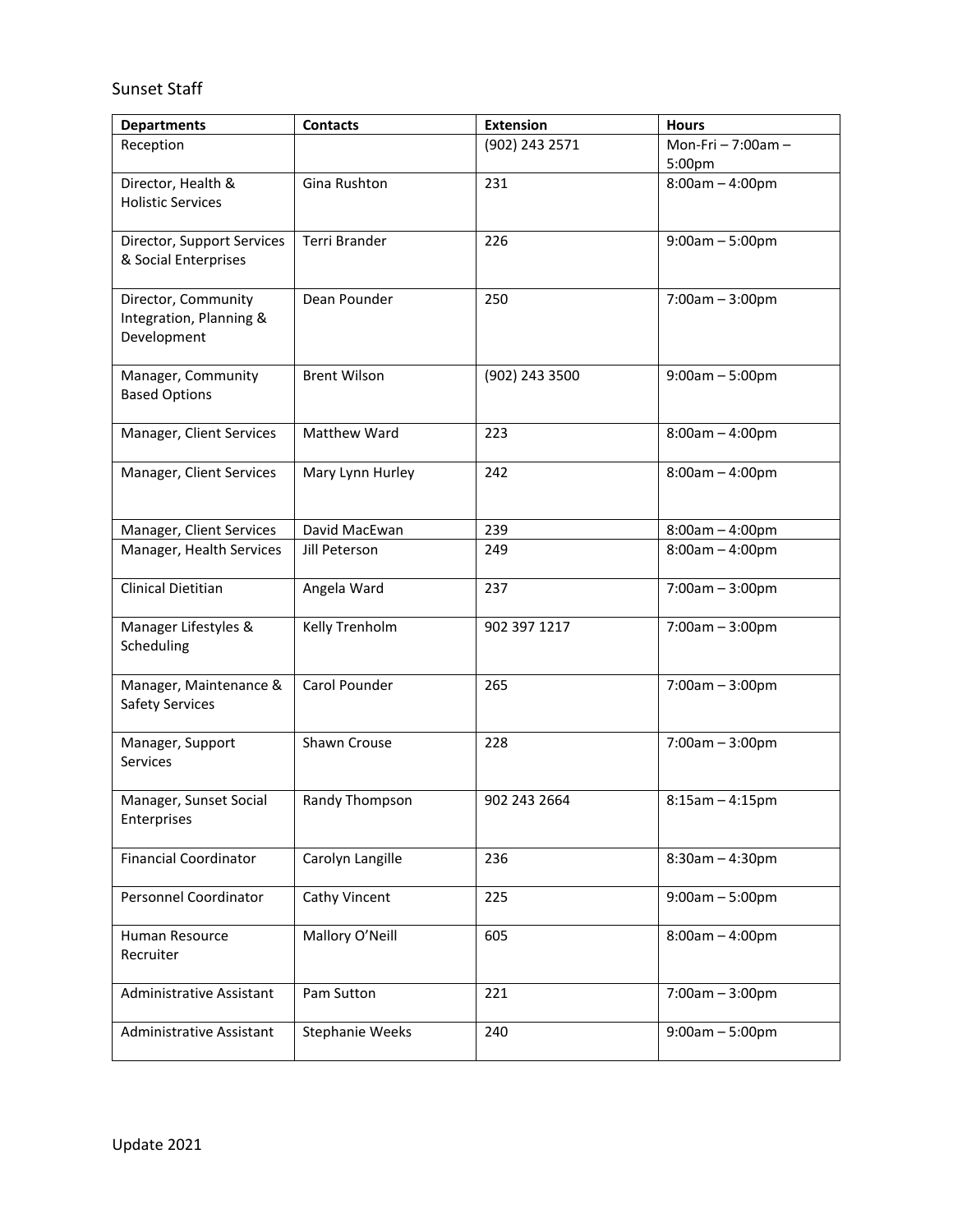Sunset Staff

| Departments | Contacts | Extension | Hours |
| --- | --- | --- | --- |
| Reception | | (902) 243 2571 | Mon-Fri – 7:00am – 5:00pm |
| Director, Health & Holistic Services | Gina Rushton | 231 | 8:00am – 4:00pm |
| Director, Support Services & Social Enterprises | Terri Brander | 226 | 9:00am – 5:00pm |
| Director, Community Integration, Planning & Development | Dean Pounder | 250 | 7:00am – 3:00pm |
| Manager, Community Based Options | Brent Wilson | (902) 243 3500 | 9:00am – 5:00pm |
| Manager, Client Services | Matthew Ward | 223 | 8:00am – 4:00pm |
| Manager, Client Services | Mary Lynn Hurley | 242 | 8:00am – 4:00pm |
| Manager, Client Services | David MacEwan | 239 | 8:00am – 4:00pm |
| Manager, Health Services | Jill Peterson | 249 | 8:00am – 4:00pm |
| Clinical Dietitian | Angela Ward | 237 | 7:00am – 3:00pm |
| Manager Lifestyles & Scheduling | Kelly Trenholm | 902 397 1217 | 7:00am – 3:00pm |
| Manager, Maintenance & Safety Services | Carol Pounder | 265 | 7:00am – 3:00pm |
| Manager, Support Services | Shawn Crouse | 228 | 7:00am – 3:00pm |
| Manager, Sunset Social Enterprises | Randy Thompson | 902 243 2664 | 8:15am – 4:15pm |
| Financial Coordinator | Carolyn Langille | 236 | 8:30am – 4:30pm |
| Personnel Coordinator | Cathy Vincent | 225 | 9:00am – 5:00pm |
| Human Resource Recruiter | Mallory O'Neill | 605 | 8:00am – 4:00pm |
| Administrative Assistant | Pam Sutton | 221 | 7:00am – 3:00pm |
| Administrative Assistant | Stephanie Weeks | 240 | 9:00am – 5:00pm |

Update 2021